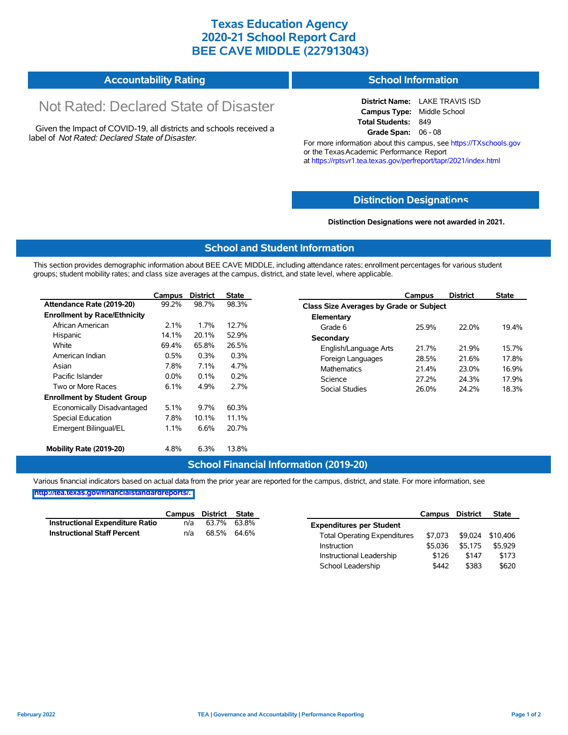# Texas Education Agency
# 2020-21 School Report Card
# BEE CAVE MIDDLE (227913043)

## Accountability Rating

Not Rated: Declared State of Disaster

Given the Impact of COVID-19, all districts and schools received a label of *Not Rated: Declared State of Disaster*.

## School Information

**District Name:** LAKE TRAVIS ISD
**Campus Type:** Middle School
**Total Students:** 849
**Grade Span:** 06 - 08

For more information about this campus, see https://TXschools.gov or the Texas Academic Performance Report at https://rptsvr1.tea.texas.gov/perfreport/tapr/2021/index.html

## Distinction Designations

**Distinction Designations were not awarded in 2021.**

## School and Student Information

This section provides demographic information about BEE CAVE MIDDLE, including attendance rates; enrollment percentages for various student groups; student mobility rates; and class size averages at the campus, district, and state level, where applicable.

| | Campus | District | State |
|---|---|---|---|
| **Attendance Rate (2019-20)** | 99.2% | 98.7% | 98.3% |
| **Enrollment by Race/Ethnicity** | | | |
| African American | 2.1% | 1.7% | 12.7% |
| Hispanic | 14.1% | 20.1% | 52.9% |
| White | 69.4% | 65.8% | 26.5% |
| American Indian | 0.5% | 0.3% | 0.3% |
| Asian | 7.8% | 7.1% | 4.7% |
| Pacific Islander | 0.0% | 0.1% | 0.2% |
| Two or More Races | 6.1% | 4.9% | 2.7% |
| **Enrollment by Student Group** | | | |
| Economically Disadvantaged | 5.1% | 9.7% | 60.3% |
| Special Education | 7.8% | 10.1% | 11.1% |
| Emergent Bilingual/EL | 1.1% | 6.6% | 20.7% |
| **Mobility Rate (2019-20)** | 4.8% | 6.3% | 13.8% |

| | Campus | District | State |
|---|---|---|---|
| **Class Size Averages by Grade or Subject** | | | |
| **Elementary** | | | |
| Grade 6 | 25.9% | 22.0% | 19.4% |
| **Secondary** | | | |
| English/Language Arts | 21.7% | 21.9% | 15.7% |
| Foreign Languages | 28.5% | 21.6% | 17.8% |
| Mathematics | 21.4% | 23.0% | 16.9% |
| Science | 27.2% | 24.3% | 17.9% |
| Social Studies | 26.0% | 24.2% | 18.3% |

## School Financial Information (2019-20)

Various financial indicators based on actual data from the prior year are reported for the campus, district, and state. For more information, see http://tea.texas.gov/financialstandardreports/.

| | Campus | District | State |
|---|---|---|---|
| **Instructional Expenditure Ratio** | n/a | 63.7% | 63.8% |
| **Instructional Staff Percent** | n/a | 68.5% | 64.6% |

| | Campus | District | State |
|---|---|---|---|
| **Expenditures per Student** | | | |
| Total Operating Expenditures | $7,073 | $9,024 | $10,406 |
| Instruction | $5,036 | $5,175 | $5,929 |
| Instructional Leadership | $126 | $147 | $173 |
| School Leadership | $442 | $383 | $620 |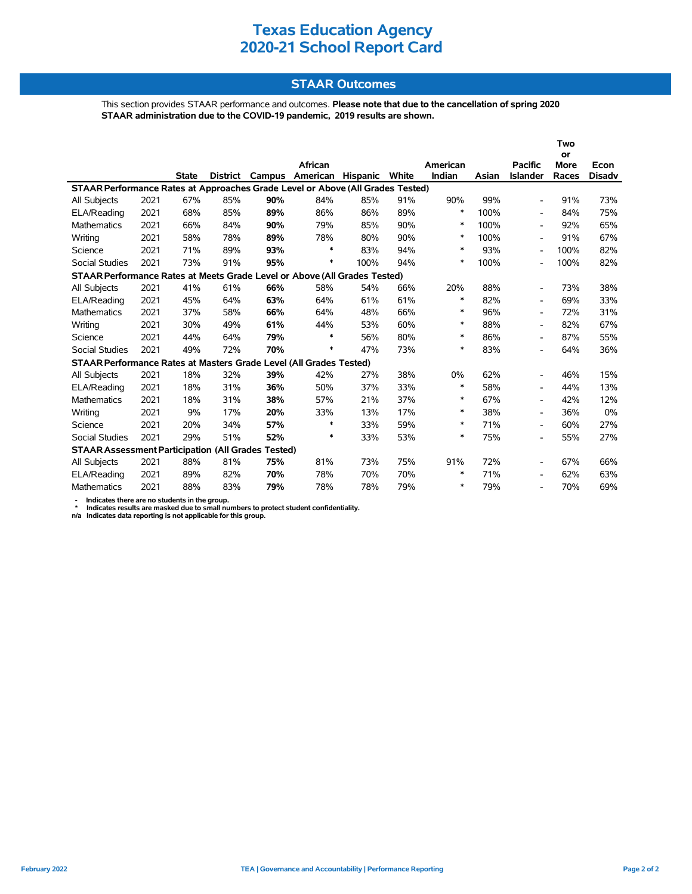# Texas Education Agency
# 2020-21 School Report Card

## STAAR Outcomes

This section provides STAAR performance and outcomes. **Please note that due to the cancellation of spring 2020 STAAR administration due to the COVID-19 pandemic, 2019 results are shown.**

| | | State | District | Campus | African American | Hispanic | White | American Indian | Asian | Pacific Islander | Two or More Races | Econ Disadv |
|---|---|---|---|---|---|---|---|---|---|---|---|---|
| **STAAR Performance Rates at Approaches Grade Level or Above (All Grades Tested)** | | | | | | | | | | | | |
| All Subjects | 2021 | 67% | 85% | **90%** | 84% | 85% | 91% | 90% | 99% | - | 91% | 73% |
| ELA/Reading | 2021 | 68% | 85% | **89%** | 86% | 86% | 89% | * | 100% | - | 84% | 75% |
| Mathematics | 2021 | 66% | 84% | **90%** | 79% | 85% | 90% | * | 100% | - | 92% | 65% |
| Writing | 2021 | 58% | 78% | **89%** | 78% | 80% | 90% | * | 100% | - | 91% | 67% |
| Science | 2021 | 71% | 89% | **93%** | * | 83% | 94% | * | 93% | - | 100% | 82% |
| Social Studies | 2021 | 73% | 91% | **95%** | * | 100% | 94% | * | 100% | - | 100% | 82% |
| **STAAR Performance Rates at Meets Grade Level or Above (All Grades Tested)** | | | | | | | | | | | | |
| All Subjects | 2021 | 41% | 61% | **66%** | 58% | 54% | 66% | 20% | 88% | - | 73% | 38% |
| ELA/Reading | 2021 | 45% | 64% | **63%** | 64% | 61% | 61% | * | 82% | - | 69% | 33% |
| Mathematics | 2021 | 37% | 58% | **66%** | 64% | 48% | 66% | * | 96% | - | 72% | 31% |
| Writing | 2021 | 30% | 49% | **61%** | 44% | 53% | 60% | * | 88% | - | 82% | 67% |
| Science | 2021 | 44% | 64% | **79%** | * | 56% | 80% | * | 86% | - | 87% | 55% |
| Social Studies | 2021 | 49% | 72% | **70%** | * | 47% | 73% | * | 83% | - | 64% | 36% |
| **STAAR Performance Rates at Masters Grade Level (All Grades Tested)** | | | | | | | | | | | | |
| All Subjects | 2021 | 18% | 32% | **39%** | 42% | 27% | 38% | 0% | 62% | - | 46% | 15% |
| ELA/Reading | 2021 | 18% | 31% | **36%** | 50% | 37% | 33% | * | 58% | - | 44% | 13% |
| Mathematics | 2021 | 18% | 31% | **38%** | 57% | 21% | 37% | * | 67% | - | 42% | 12% |
| Writing | 2021 | 9% | 17% | **20%** | 33% | 13% | 17% | * | 38% | - | 36% | 0% |
| Science | 2021 | 20% | 34% | **57%** | * | 33% | 59% | * | 71% | - | 60% | 27% |
| Social Studies | 2021 | 29% | 51% | **52%** | * | 33% | 53% | * | 75% | - | 55% | 27% |
| **STAAR Assessment Participation (All Grades Tested)** | | | | | | | | | | | | |
| All Subjects | 2021 | 88% | 81% | **75%** | 81% | 73% | 75% | 91% | 72% | - | 67% | 66% |
| ELA/Reading | 2021 | 89% | 82% | **70%** | 78% | 70% | 70% | * | 71% | - | 62% | 63% |
| Mathematics | 2021 | 88% | 83% | **79%** | 78% | 78% | 79% | * | 79% | - | 70% | 69% |

**-** Indicates there are no students in the group.
**\*** Indicates results are masked due to small numbers to protect student confidentiality.
**n/a** Indicates data reporting is not applicable for this group.